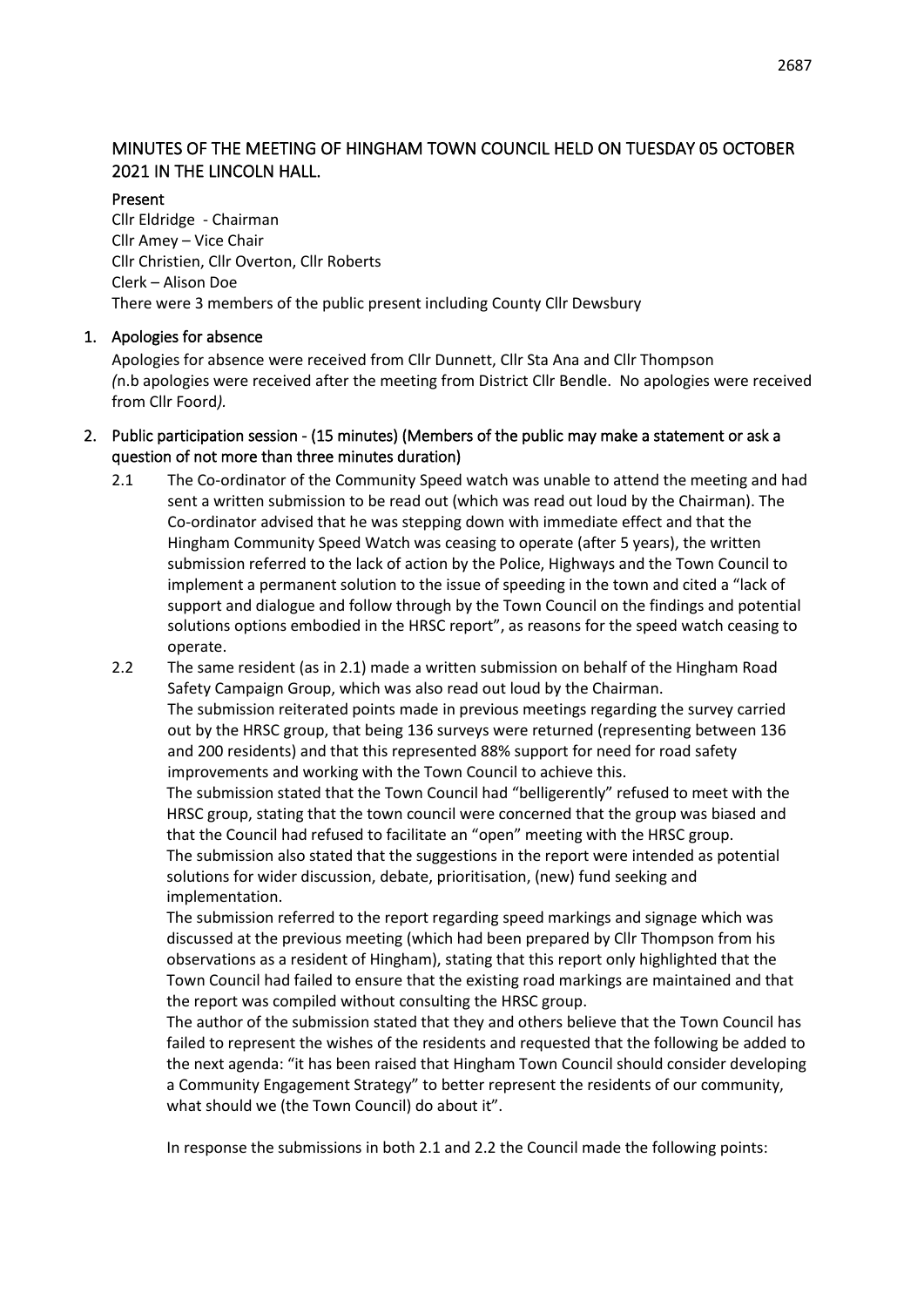## MINUTES OF THE MEETING OF HINGHAM TOWN COUNCIL HELD ON TUESDAY 05 OCTOBER 2021 IN THE LINCOLN HALL.

**Present**

Cllr Eldridge - Chairman
Cllr Amey – Vice Chair
Cllr Christien, Cllr Overton, Cllr Roberts
Clerk – Alison Doe
There were 3 members of the public present including County Cllr Dewsbury

### 1. Apologies for absence

Apologies for absence were received from Cllr Dunnett, Cllr Sta Ana and Cllr Thompson *(n.b apologies were received after the meeting from District Cllr Bendle. No apologies were received from Cllr Foord).*

### 2. Public participation session - (15 minutes) (Members of the public may make a statement or ask a question of not more than three minutes duration)

2.1 The Co-ordinator of the Community Speed watch was unable to attend the meeting and had sent a written submission to be read out (which was read out loud by the Chairman). The Co-ordinator advised that he was stepping down with immediate effect and that the Hingham Community Speed Watch was ceasing to operate (after 5 years), the written submission referred to the lack of action by the Police, Highways and the Town Council to implement a permanent solution to the issue of speeding in the town and cited a "lack of support and dialogue and follow through by the Town Council on the findings and potential solutions options embodied in the HRSC report", as reasons for the speed watch ceasing to operate.

2.2 The same resident (as in 2.1) made a written submission on behalf of the Hingham Road Safety Campaign Group, which was also read out loud by the Chairman.

The submission reiterated points made in previous meetings regarding the survey carried out by the HRSC group, that being 136 surveys were returned (representing between 136 and 200 residents) and that this represented 88% support for need for road safety improvements and working with the Town Council to achieve this.

The submission stated that the Town Council had "belligerently" refused to meet with the HRSC group, stating that the town council were concerned that the group was biased and that the Council had refused to facilitate an "open" meeting with the HRSC group.

The submission also stated that the suggestions in the report were intended as potential solutions for wider discussion, debate, prioritisation, (new) fund seeking and implementation.

The submission referred to the report regarding speed markings and signage which was discussed at the previous meeting (which had been prepared by Cllr Thompson from his observations as a resident of Hingham), stating that this report only highlighted that the Town Council had failed to ensure that the existing road markings are maintained and that the report was compiled without consulting the HRSC group.

The author of the submission stated that they and others believe that the Town Council has failed to represent the wishes of the residents and requested that the following be added to the next agenda: "it has been raised that Hingham Town Council should consider developing a Community Engagement Strategy" to better represent the residents of our community, what should we (the Town Council) do about it".

In response the submissions in both 2.1 and 2.2 the Council made the following points: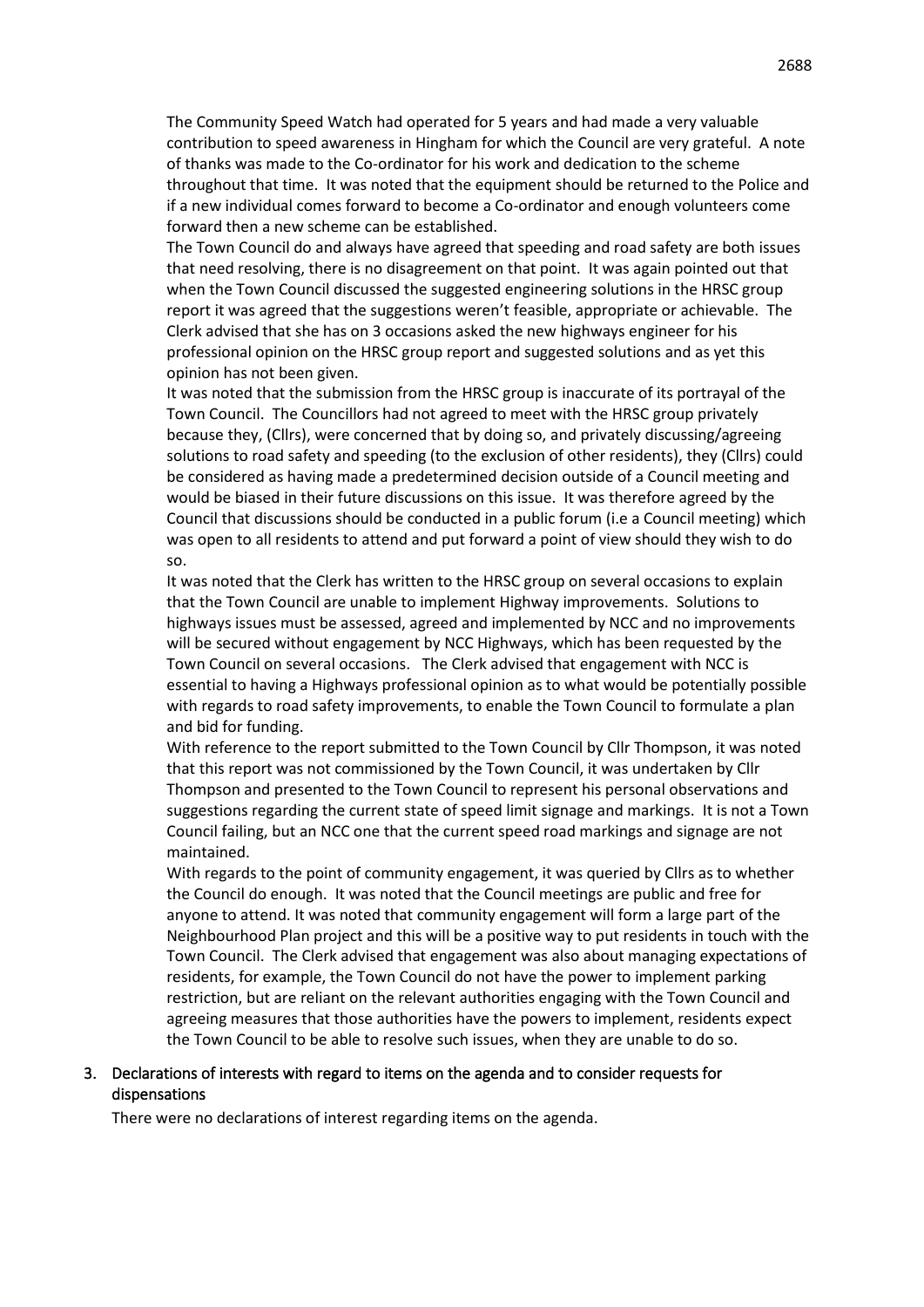The Community Speed Watch had operated for 5 years and had made a very valuable contribution to speed awareness in Hingham for which the Council are very grateful. A note of thanks was made to the Co-ordinator for his work and dedication to the scheme throughout that time. It was noted that the equipment should be returned to the Police and if a new individual comes forward to become a Co-ordinator and enough volunteers come forward then a new scheme can be established.

The Town Council do and always have agreed that speeding and road safety are both issues that need resolving, there is no disagreement on that point. It was again pointed out that when the Town Council discussed the suggested engineering solutions in the HRSC group report it was agreed that the suggestions weren't feasible, appropriate or achievable. The Clerk advised that she has on 3 occasions asked the new highways engineer for his professional opinion on the HRSC group report and suggested solutions and as yet this opinion has not been given.

It was noted that the submission from the HRSC group is inaccurate of its portrayal of the Town Council. The Councillors had not agreed to meet with the HRSC group privately because they, (Cllrs), were concerned that by doing so, and privately discussing/agreeing solutions to road safety and speeding (to the exclusion of other residents), they (Cllrs) could be considered as having made a predetermined decision outside of a Council meeting and would be biased in their future discussions on this issue. It was therefore agreed by the Council that discussions should be conducted in a public forum (i.e a Council meeting) which was open to all residents to attend and put forward a point of view should they wish to do so.

It was noted that the Clerk has written to the HRSC group on several occasions to explain that the Town Council are unable to implement Highway improvements. Solutions to highways issues must be assessed, agreed and implemented by NCC and no improvements will be secured without engagement by NCC Highways, which has been requested by the Town Council on several occasions. The Clerk advised that engagement with NCC is essential to having a Highways professional opinion as to what would be potentially possible with regards to road safety improvements, to enable the Town Council to formulate a plan and bid for funding.

With reference to the report submitted to the Town Council by Cllr Thompson, it was noted that this report was not commissioned by the Town Council, it was undertaken by Cllr Thompson and presented to the Town Council to represent his personal observations and suggestions regarding the current state of speed limit signage and markings. It is not a Town Council failing, but an NCC one that the current speed road markings and signage are not maintained.

With regards to the point of community engagement, it was queried by Cllrs as to whether the Council do enough. It was noted that the Council meetings are public and free for anyone to attend. It was noted that community engagement will form a large part of the Neighbourhood Plan project and this will be a positive way to put residents in touch with the Town Council. The Clerk advised that engagement was also about managing expectations of residents, for example, the Town Council do not have the power to implement parking restriction, but are reliant on the relevant authorities engaging with the Town Council and agreeing measures that those authorities have the powers to implement, residents expect the Town Council to be able to resolve such issues, when they are unable to do so.

3. Declarations of interests with regard to items on the agenda and to consider requests for dispensations

There were no declarations of interest regarding items on the agenda.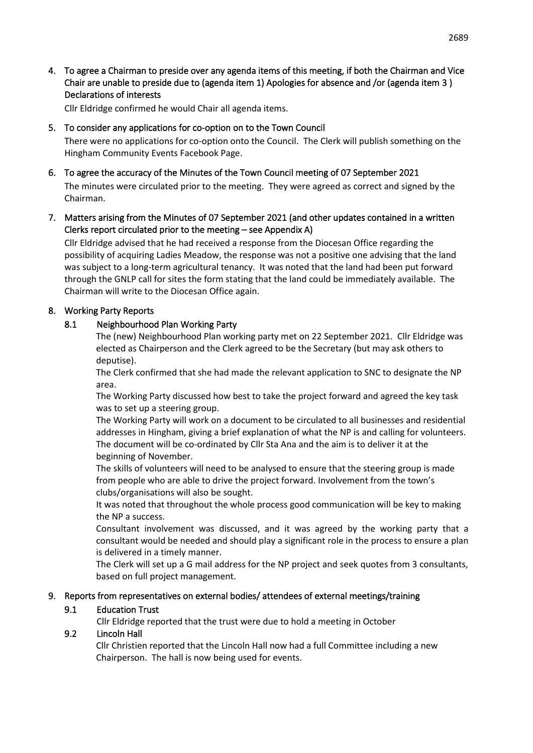4. **To agree a Chairman to preside over any agenda items of this meeting, if both the Chairman and Vice Chair are unable to preside due to (agenda item 1) Apologies for absence and /or (agenda item 3 ) Declarations of interests**

   Cllr Eldridge confirmed he would Chair all agenda items.

5. **To consider any applications for co-option on to the Town Council**

   There were no applications for co-option onto the Council. The Clerk will publish something on the Hingham Community Events Facebook Page.

6. **To agree the accuracy of the Minutes of the Town Council meeting of 07 September 2021**

   The minutes were circulated prior to the meeting. They were agreed as correct and signed by the Chairman.

7. **Matters arising from the Minutes of 07 September 2021 (and other updates contained in a written Clerks report circulated prior to the meeting – see Appendix A)**

   Cllr Eldridge advised that he had received a response from the Diocesan Office regarding the possibility of acquiring Ladies Meadow, the response was not a positive one advising that the land was subject to a long-term agricultural tenancy. It was noted that the land had been put forward through the GNLP call for sites the form stating that the land could be immediately available. The Chairman will write to the Diocesan Office again.

8. **Working Party Reports**

   **8.1 Neighbourhood Plan Working Party**

   The (new) Neighbourhood Plan working party met on 22 September 2021. Cllr Eldridge was elected as Chairperson and the Clerk agreed to be the Secretary (but may ask others to deputise).

   The Clerk confirmed that she had made the relevant application to SNC to designate the NP area.

   The Working Party discussed how best to take the project forward and agreed the key task was to set up a steering group.

   The Working Party will work on a document to be circulated to all businesses and residential addresses in Hingham, giving a brief explanation of what the NP is and calling for volunteers. The document will be co-ordinated by Cllr Sta Ana and the aim is to deliver it at the beginning of November.

   The skills of volunteers will need to be analysed to ensure that the steering group is made from people who are able to drive the project forward. Involvement from the town's clubs/organisations will also be sought.

   It was noted that throughout the whole process good communication will be key to making the NP a success.

   Consultant involvement was discussed, and it was agreed by the working party that a consultant would be needed and should play a significant role in the process to ensure a plan is delivered in a timely manner.

   The Clerk will set up a G mail address for the NP project and seek quotes from 3 consultants, based on full project management.

9. **Reports from representatives on external bodies/ attendees of external meetings/training**

   **9.1 Education Trust**

   Cllr Eldridge reported that the trust were due to hold a meeting in October

   **9.2 Lincoln Hall**

   Cllr Christien reported that the Lincoln Hall now had a full Committee including a new Chairperson. The hall is now being used for events.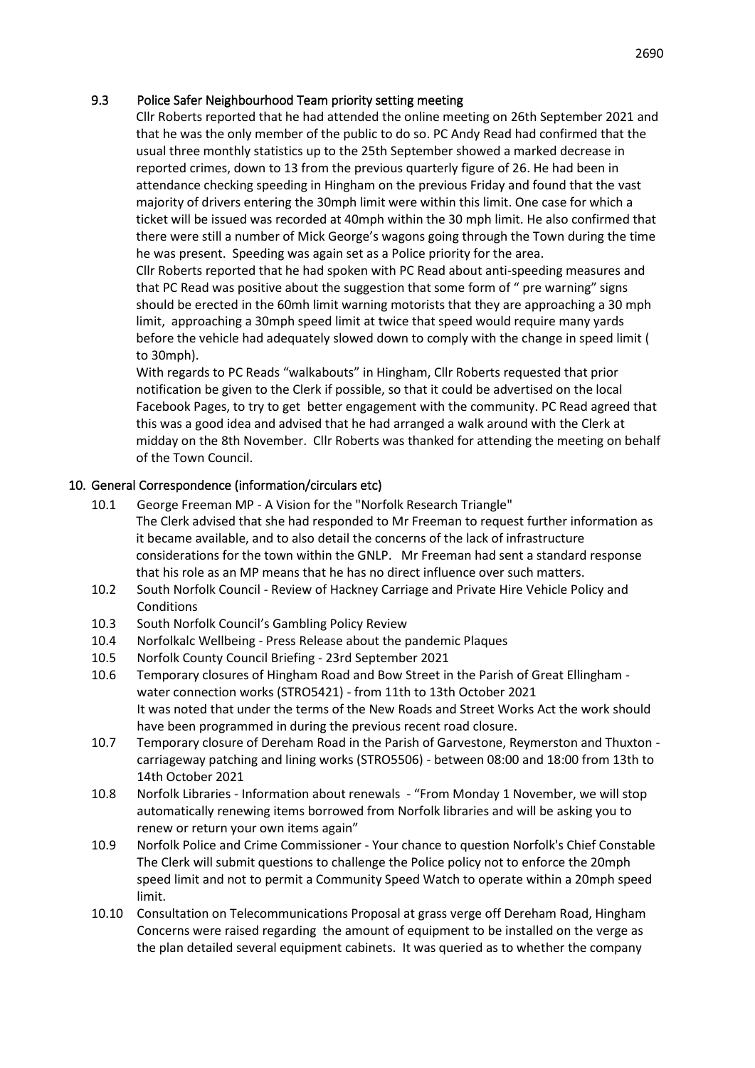### 9.3 Police Safer Neighbourhood Team priority setting meeting

Cllr Roberts reported that he had attended the online meeting on 26th September 2021 and that he was the only member of the public to do so. PC Andy Read had confirmed that the usual three monthly statistics up to the 25th September showed a marked decrease in reported crimes, down to 13 from the previous quarterly figure of 26. He had been in attendance checking speeding in Hingham on the previous Friday and found that the vast majority of drivers entering the 30mph limit were within this limit. One case for which a ticket will be issued was recorded at 40mph within the 30 mph limit. He also confirmed that there were still a number of Mick George's wagons going through the Town during the time he was present. Speeding was again set as a Police priority for the area.

Cllr Roberts reported that he had spoken with PC Read about anti-speeding measures and that PC Read was positive about the suggestion that some form of " pre warning" signs should be erected in the 60mh limit warning motorists that they are approaching a 30 mph limit, approaching a 30mph speed limit at twice that speed would require many yards before the vehicle had adequately slowed down to comply with the change in speed limit ( to 30mph).

With regards to PC Reads "walkabouts" in Hingham, Cllr Roberts requested that prior notification be given to the Clerk if possible, so that it could be advertised on the local Facebook Pages, to try to get better engagement with the community. PC Read agreed that this was a good idea and advised that he had arranged a walk around with the Clerk at midday on the 8th November. Cllr Roberts was thanked for attending the meeting on behalf of the Town Council.

## 10. General Correspondence (information/circulars etc)

10.1 George Freeman MP - A Vision for the "Norfolk Research Triangle"
The Clerk advised that she had responded to Mr Freeman to request further information as it became available, and to also detail the concerns of the lack of infrastructure considerations for the town within the GNLP. Mr Freeman had sent a standard response that his role as an MP means that he has no direct influence over such matters.

10.2 South Norfolk Council - Review of Hackney Carriage and Private Hire Vehicle Policy and Conditions

10.3 South Norfolk Council's Gambling Policy Review

10.4 Norfolkalc Wellbeing - Press Release about the pandemic Plaques

10.5 Norfolk County Council Briefing - 23rd September 2021

10.6 Temporary closures of Hingham Road and Bow Street in the Parish of Great Ellingham - water connection works (STRO5421) - from 11th to 13th October 2021
It was noted that under the terms of the New Roads and Street Works Act the work should have been programmed in during the previous recent road closure.

10.7 Temporary closure of Dereham Road in the Parish of Garvestone, Reymerston and Thuxton - carriageway patching and lining works (STRO5506) - between 08:00 and 18:00 from 13th to 14th October 2021

10.8 Norfolk Libraries - Information about renewals - "From Monday 1 November, we will stop automatically renewing items borrowed from Norfolk libraries and will be asking you to renew or return your own items again"

10.9 Norfolk Police and Crime Commissioner - Your chance to question Norfolk's Chief Constable
The Clerk will submit questions to challenge the Police policy not to enforce the 20mph speed limit and not to permit a Community Speed Watch to operate within a 20mph speed limit.

10.10 Consultation on Telecommunications Proposal at grass verge off Dereham Road, Hingham
Concerns were raised regarding the amount of equipment to be installed on the verge as the plan detailed several equipment cabinets. It was queried as to whether the company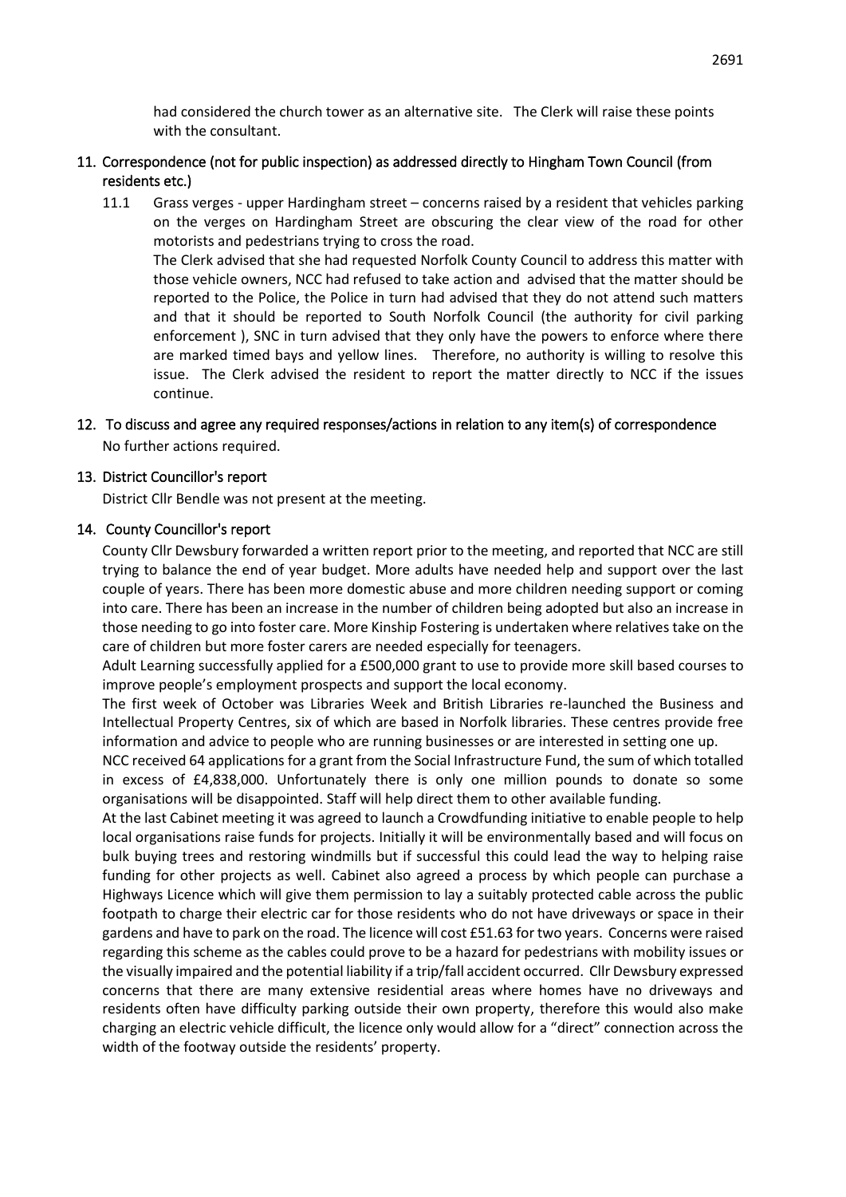had considered the church tower as an alternative site. The Clerk will raise these points with the consultant.

## 11. Correspondence (not for public inspection) as addressed directly to Hingham Town Council (from residents etc.)

11.1 Grass verges - upper Hardingham street – concerns raised by a resident that vehicles parking on the verges on Hardingham Street are obscuring the clear view of the road for other motorists and pedestrians trying to cross the road.

The Clerk advised that she had requested Norfolk County Council to address this matter with those vehicle owners, NCC had refused to take action and advised that the matter should be reported to the Police, the Police in turn had advised that they do not attend such matters and that it should be reported to South Norfolk Council (the authority for civil parking enforcement ), SNC in turn advised that they only have the powers to enforce where there are marked timed bays and yellow lines. Therefore, no authority is willing to resolve this issue. The Clerk advised the resident to report the matter directly to NCC if the issues continue.

## 12. To discuss and agree any required responses/actions in relation to any item(s) of correspondence

No further actions required.

## 13. District Councillor's report

District Cllr Bendle was not present at the meeting.

## 14. County Councillor's report

County Cllr Dewsbury forwarded a written report prior to the meeting, and reported that NCC are still trying to balance the end of year budget. More adults have needed help and support over the last couple of years. There has been more domestic abuse and more children needing support or coming into care. There has been an increase in the number of children being adopted but also an increase in those needing to go into foster care. More Kinship Fostering is undertaken where relatives take on the care of children but more foster carers are needed especially for teenagers.

Adult Learning successfully applied for a £500,000 grant to use to provide more skill based courses to improve people's employment prospects and support the local economy.

The first week of October was Libraries Week and British Libraries re-launched the Business and Intellectual Property Centres, six of which are based in Norfolk libraries. These centres provide free information and advice to people who are running businesses or are interested in setting one up.

NCC received 64 applications for a grant from the Social Infrastructure Fund, the sum of which totalled in excess of £4,838,000. Unfortunately there is only one million pounds to donate so some organisations will be disappointed. Staff will help direct them to other available funding.

At the last Cabinet meeting it was agreed to launch a Crowdfunding initiative to enable people to help local organisations raise funds for projects. Initially it will be environmentally based and will focus on bulk buying trees and restoring windmills but if successful this could lead the way to helping raise funding for other projects as well. Cabinet also agreed a process by which people can purchase a Highways Licence which will give them permission to lay a suitably protected cable across the public footpath to charge their electric car for those residents who do not have driveways or space in their gardens and have to park on the road. The licence will cost £51.63 for two years. Concerns were raised regarding this scheme as the cables could prove to be a hazard for pedestrians with mobility issues or the visually impaired and the potential liability if a trip/fall accident occurred. Cllr Dewsbury expressed concerns that there are many extensive residential areas where homes have no driveways and residents often have difficulty parking outside their own property, therefore this would also make charging an electric vehicle difficult, the licence only would allow for a "direct" connection across the width of the footway outside the residents' property.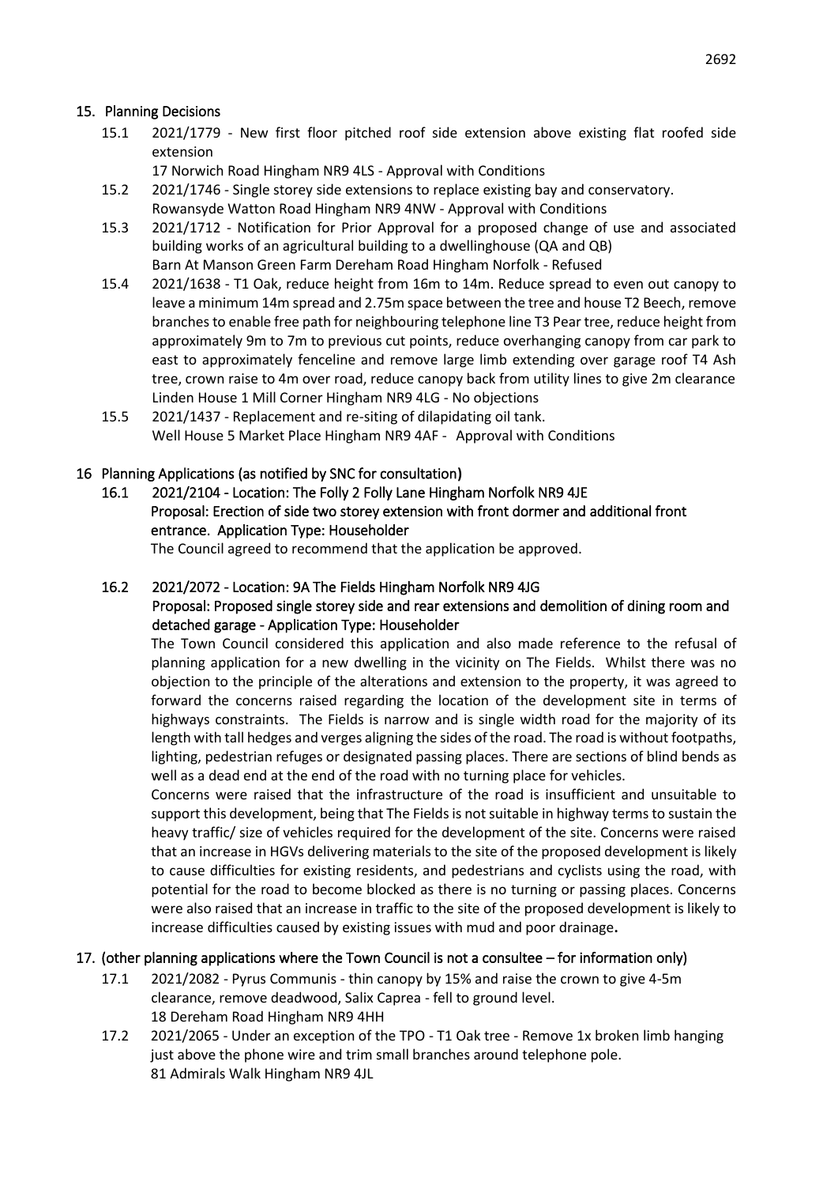## 15. Planning Decisions

15.1 2021/1779 - New first floor pitched roof side extension above existing flat roofed side extension
17 Norwich Road Hingham NR9 4LS - Approval with Conditions

15.2 2021/1746 - Single storey side extensions to replace existing bay and conservatory.
Rowansyde Watton Road Hingham NR9 4NW - Approval with Conditions

15.3 2021/1712 - Notification for Prior Approval for a proposed change of use and associated building works of an agricultural building to a dwellinghouse (QA and QB)
Barn At Manson Green Farm Dereham Road Hingham Norfolk - Refused

15.4 2021/1638 - T1 Oak, reduce height from 16m to 14m. Reduce spread to even out canopy to leave a minimum 14m spread and 2.75m space between the tree and house T2 Beech, remove branches to enable free path for neighbouring telephone line T3 Pear tree, reduce height from approximately 9m to 7m to previous cut points, reduce overhanging canopy from car park to east to approximately fenceline and remove large limb extending over garage roof T4 Ash tree, crown raise to 4m over road, reduce canopy back from utility lines to give 2m clearance
Linden House 1 Mill Corner Hingham NR9 4LG - No objections

15.5 2021/1437 - Replacement and re-siting of dilapidating oil tank.
Well House 5 Market Place Hingham NR9 4AF - Approval with Conditions

## 16 Planning Applications (as notified by SNC for consultation)

**16.1 2021/2104 - Location: The Folly 2 Folly Lane Hingham Norfolk NR9 4JE**
**Proposal: Erection of side two storey extension with front dormer and additional front entrance. Application Type: Householder**

The Council agreed to recommend that the application be approved.

**16.2 2021/2072 - Location: 9A The Fields Hingham Norfolk NR9 4JG**
**Proposal: Proposed single storey side and rear extensions and demolition of dining room and detached garage - Application Type: Householder**

The Town Council considered this application and also made reference to the refusal of planning application for a new dwelling in the vicinity on The Fields. Whilst there was no objection to the principle of the alterations and extension to the property, it was agreed to forward the concerns raised regarding the location of the development site in terms of highways constraints. The Fields is narrow and is single width road for the majority of its length with tall hedges and verges aligning the sides of the road. The road is without footpaths, lighting, pedestrian refuges or designated passing places. There are sections of blind bends as well as a dead end at the end of the road with no turning place for vehicles.

Concerns were raised that the infrastructure of the road is insufficient and unsuitable to support this development, being that The Fields is not suitable in highway terms to sustain the heavy traffic/ size of vehicles required for the development of the site. Concerns were raised that an increase in HGVs delivering materials to the site of the proposed development is likely to cause difficulties for existing residents, and pedestrians and cyclists using the road, with potential for the road to become blocked as there is no turning or passing places. Concerns were also raised that an increase in traffic to the site of the proposed development is likely to increase difficulties caused by existing issues with mud and poor drainage**.**

## 17. (other planning applications where the Town Council is not a consultee – for information only)

17.1 2021/2082 - Pyrus Communis - thin canopy by 15% and raise the crown to give 4-5m clearance, remove deadwood, Salix Caprea - fell to ground level.
18 Dereham Road Hingham NR9 4HH

17.2 2021/2065 - Under an exception of the TPO - T1 Oak tree - Remove 1x broken limb hanging just above the phone wire and trim small branches around telephone pole.
81 Admirals Walk Hingham NR9 4JL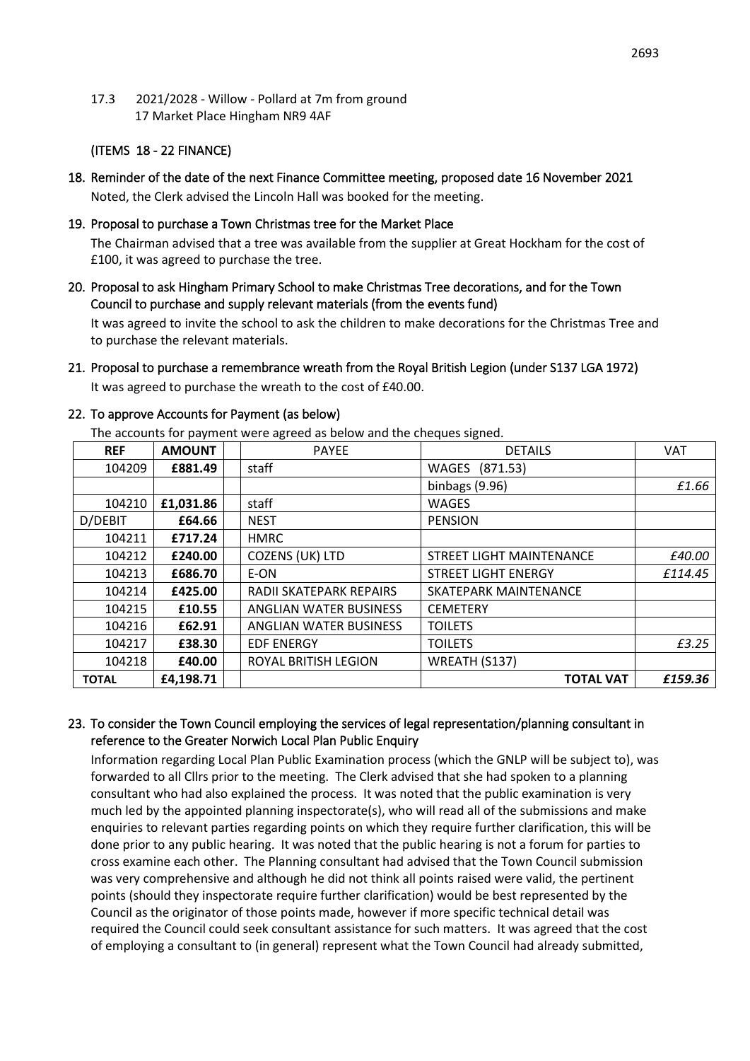17.3 2021/2028 - Willow - Pollard at 7m from ground
17 Market Place Hingham NR9 4AF

(ITEMS 18 - 22 FINANCE)

18. Reminder of the date of the next Finance Committee meeting, proposed date 16 November 2021

Noted, the Clerk advised the Lincoln Hall was booked for the meeting.

19. Proposal to purchase a Town Christmas tree for the Market Place

The Chairman advised that a tree was available from the supplier at Great Hockham for the cost of £100, it was agreed to purchase the tree.

20. Proposal to ask Hingham Primary School to make Christmas Tree decorations, and for the Town Council to purchase and supply relevant materials (from the events fund)

It was agreed to invite the school to ask the children to make decorations for the Christmas Tree and to purchase the relevant materials.

21. Proposal to purchase a remembrance wreath from the Royal British Legion (under S137 LGA 1972)

It was agreed to purchase the wreath to the cost of £40.00.

22. To approve Accounts for Payment (as below)

The accounts for payment were agreed as below and the cheques signed.

| REF | AMOUNT | | PAYEE | DETAILS | VAT |
|---|---|---|---|---|---|
| 104209 | **£881.49** | | staff | WAGES (871.53) | |
| | | | | binbags (9.96) | *£1.66* |
| 104210 | **£1,031.86** | | staff | WAGES | |
| D/DEBIT | **£64.66** | | NEST | PENSION | |
| 104211 | **£717.24** | | HMRC | | |
| 104212 | **£240.00** | | COZENS (UK) LTD | STREET LIGHT MAINTENANCE | *£40.00* |
| 104213 | **£686.70** | | E-ON | STREET LIGHT ENERGY | *£114.45* |
| 104214 | **£425.00** | | RADII SKATEPARK REPAIRS | SKATEPARK MAINTENANCE | |
| 104215 | **£10.55** | | ANGLIAN WATER BUSINESS | CEMETERY | |
| 104216 | **£62.91** | | ANGLIAN WATER BUSINESS | TOILETS | |
| 104217 | **£38.30** | | EDF ENERGY | TOILETS | *£3.25* |
| 104218 | **£40.00** | | ROYAL BRITISH LEGION | WREATH (S137) | |
| **TOTAL** | **£4,198.71** | | | **TOTAL VAT** | ***£159.36*** |

23. To consider the Town Council employing the services of legal representation/planning consultant in reference to the Greater Norwich Local Plan Public Enquiry

Information regarding Local Plan Public Examination process (which the GNLP will be subject to), was forwarded to all Cllrs prior to the meeting. The Clerk advised that she had spoken to a planning consultant who had also explained the process. It was noted that the public examination is very much led by the appointed planning inspectorate(s), who will read all of the submissions and make enquiries to relevant parties regarding points on which they require further clarification, this will be done prior to any public hearing. It was noted that the public hearing is not a forum for parties to cross examine each other. The Planning consultant had advised that the Town Council submission was very comprehensive and although he did not think all points raised were valid, the pertinent points (should they inspectorate require further clarification) would be best represented by the Council as the originator of those points made, however if more specific technical detail was required the Council could seek consultant assistance for such matters. It was agreed that the cost of employing a consultant to (in general) represent what the Town Council had already submitted,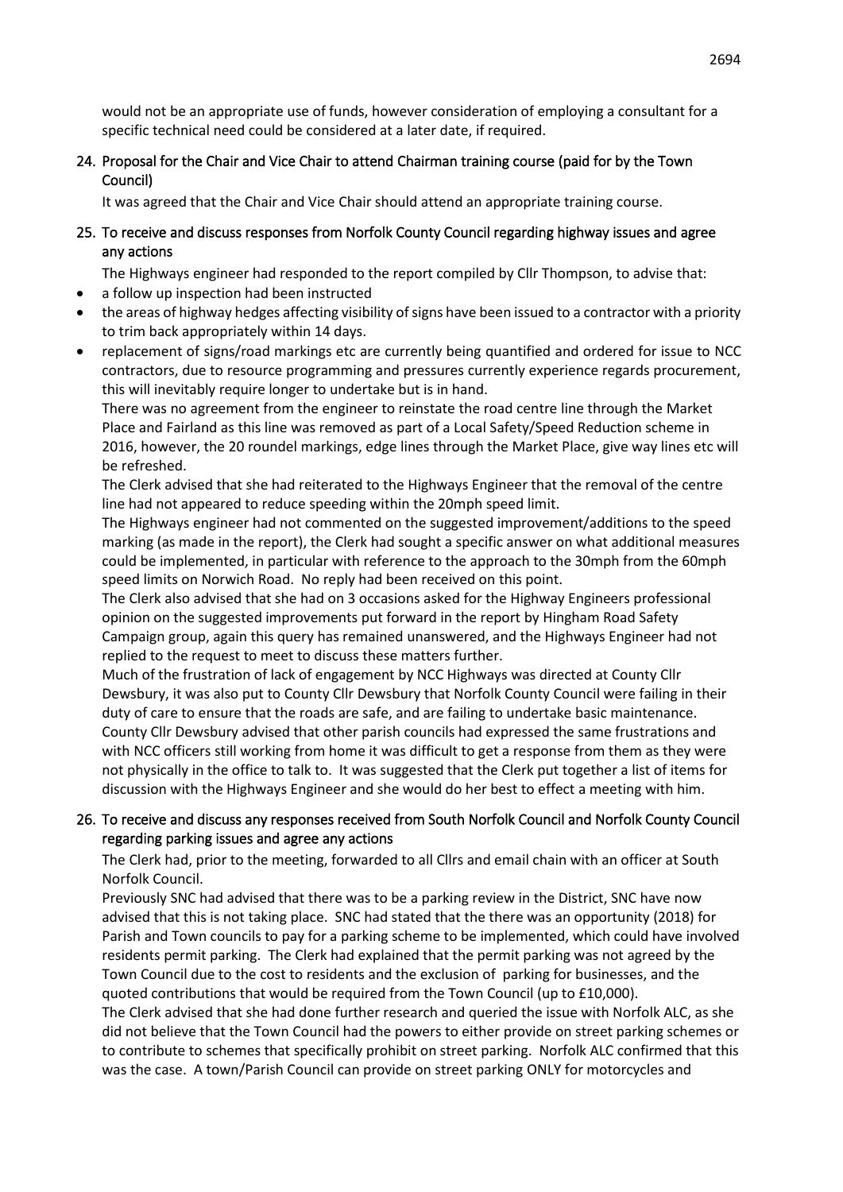would not be an appropriate use of funds, however consideration of employing a consultant for a specific technical need could be considered at a later date, if required.

24. Proposal for the Chair and Vice Chair to attend Chairman training course (paid for by the Town Council)

It was agreed that the Chair and Vice Chair should attend an appropriate training course.

25. To receive and discuss responses from Norfolk County Council regarding highway issues and agree any actions

The Highways engineer had responded to the report compiled by Cllr Thompson, to advise that:

- a follow up inspection had been instructed
- the areas of highway hedges affecting visibility of signs have been issued to a contractor with a priority to trim back appropriately within 14 days.
- replacement of signs/road markings etc are currently being quantified and ordered for issue to NCC contractors, due to resource programming and pressures currently experience regards procurement, this will inevitably require longer to undertake but is in hand.

There was no agreement from the engineer to reinstate the road centre line through the Market Place and Fairland as this line was removed as part of a Local Safety/Speed Reduction scheme in 2016, however, the 20 roundel markings, edge lines through the Market Place, give way lines etc will be refreshed.

The Clerk advised that she had reiterated to the Highways Engineer that the removal of the centre line had not appeared to reduce speeding within the 20mph speed limit.

The Highways engineer had not commented on the suggested improvement/additions to the speed marking (as made in the report), the Clerk had sought a specific answer on what additional measures could be implemented, in particular with reference to the approach to the 30mph from the 60mph speed limits on Norwich Road. No reply had been received on this point.

The Clerk also advised that she had on 3 occasions asked for the Highway Engineers professional opinion on the suggested improvements put forward in the report by Hingham Road Safety Campaign group, again this query has remained unanswered, and the Highways Engineer had not replied to the request to meet to discuss these matters further.

Much of the frustration of lack of engagement by NCC Highways was directed at County Cllr Dewsbury, it was also put to County Cllr Dewsbury that Norfolk County Council were failing in their duty of care to ensure that the roads are safe, and are failing to undertake basic maintenance. County Cllr Dewsbury advised that other parish councils had expressed the same frustrations and with NCC officers still working from home it was difficult to get a response from them as they were not physically in the office to talk to. It was suggested that the Clerk put together a list of items for discussion with the Highways Engineer and she would do her best to effect a meeting with him.

26. To receive and discuss any responses received from South Norfolk Council and Norfolk County Council regarding parking issues and agree any actions

The Clerk had, prior to the meeting, forwarded to all Cllrs and email chain with an officer at South Norfolk Council.

Previously SNC had advised that there was to be a parking review in the District, SNC have now advised that this is not taking place. SNC had stated that the there was an opportunity (2018) for Parish and Town councils to pay for a parking scheme to be implemented, which could have involved residents permit parking. The Clerk had explained that the permit parking was not agreed by the Town Council due to the cost to residents and the exclusion of parking for businesses, and the quoted contributions that would be required from the Town Council (up to £10,000).

The Clerk advised that she had done further research and queried the issue with Norfolk ALC, as she did not believe that the Town Council had the powers to either provide on street parking schemes or to contribute to schemes that specifically prohibit on street parking. Norfolk ALC confirmed that this was the case. A town/Parish Council can provide on street parking ONLY for motorcycles and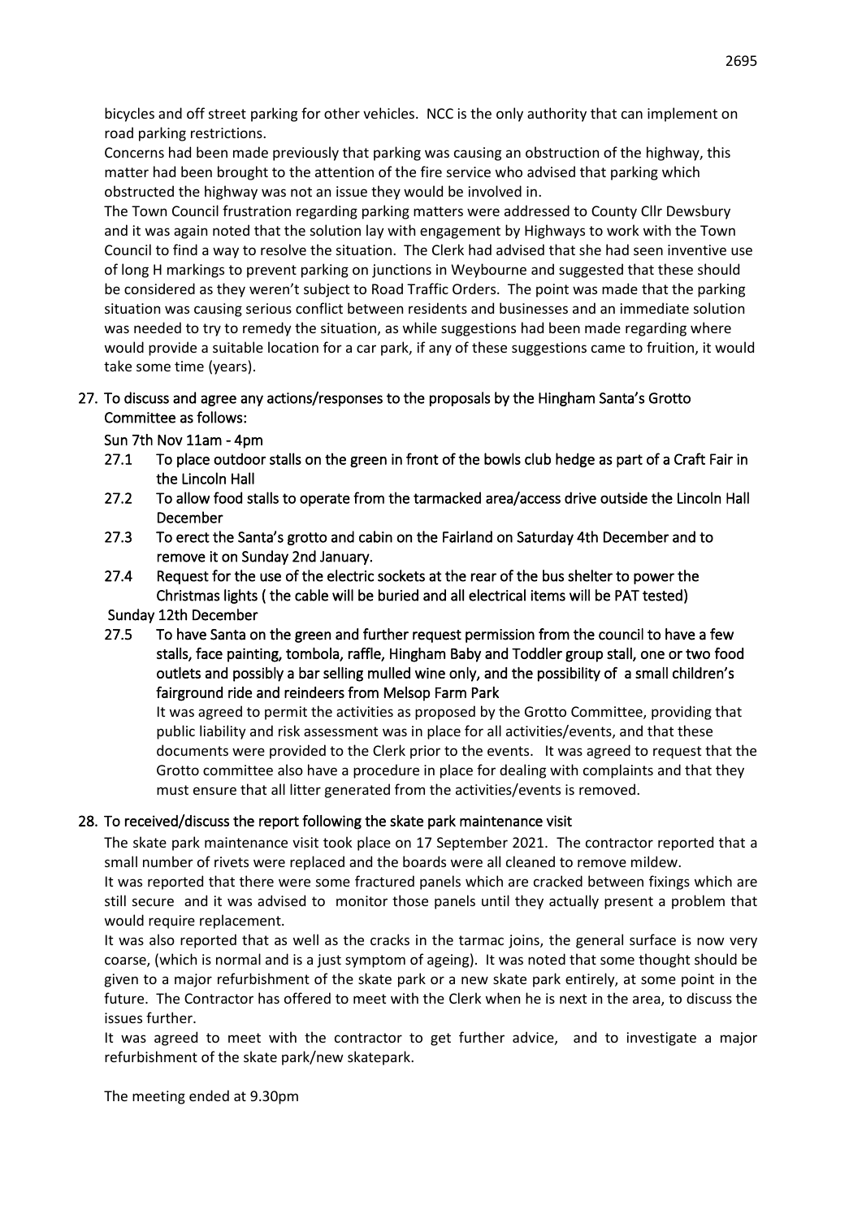bicycles and off street parking for other vehicles. NCC is the only authority that can implement on road parking restrictions.

Concerns had been made previously that parking was causing an obstruction of the highway, this matter had been brought to the attention of the fire service who advised that parking which obstructed the highway was not an issue they would be involved in.

The Town Council frustration regarding parking matters were addressed to County Cllr Dewsbury and it was again noted that the solution lay with engagement by Highways to work with the Town Council to find a way to resolve the situation. The Clerk had advised that she had seen inventive use of long H markings to prevent parking on junctions in Weybourne and suggested that these should be considered as they weren't subject to Road Traffic Orders. The point was made that the parking situation was causing serious conflict between residents and businesses and an immediate solution was needed to try to remedy the situation, as while suggestions had been made regarding where would provide a suitable location for a car park, if any of these suggestions came to fruition, it would take some time (years).

## 27. To discuss and agree any actions/responses to the proposals by the Hingham Santa's Grotto Committee as follows:

**Sun 7th Nov 11am - 4pm**

**27.1** To place outdoor stalls on the green in front of the bowls club hedge as part of a Craft Fair in the Lincoln Hall

**27.2** To allow food stalls to operate from the tarmacked area/access drive outside the Lincoln Hall

**December**

**27.3** To erect the Santa's grotto and cabin on the Fairland on Saturday 4th December and to remove it on Sunday 2nd January.

**27.4** Request for the use of the electric sockets at the rear of the bus shelter to power the Christmas lights ( the cable will be buried and all electrical items will be PAT tested)

**Sunday 12th December**

**27.5** To have Santa on the green and further request permission from the council to have a few stalls, face painting, tombola, raffle, Hingham Baby and Toddler group stall, one or two food outlets and possibly a bar selling mulled wine only, and the possibility of a small children's fairground ride and reindeers from Melsop Farm Park

It was agreed to permit the activities as proposed by the Grotto Committee, providing that public liability and risk assessment was in place for all activities/events, and that these documents were provided to the Clerk prior to the events. It was agreed to request that the Grotto committee also have a procedure in place for dealing with complaints and that they must ensure that all litter generated from the activities/events is removed.

## 28. To received/discuss the report following the skate park maintenance visit

The skate park maintenance visit took place on 17 September 2021. The contractor reported that a small number of rivets were replaced and the boards were all cleaned to remove mildew.

It was reported that there were some fractured panels which are cracked between fixings which are still secure and it was advised to monitor those panels until they actually present a problem that would require replacement.

It was also reported that as well as the cracks in the tarmac joins, the general surface is now very coarse, (which is normal and is a just symptom of ageing). It was noted that some thought should be given to a major refurbishment of the skate park or a new skate park entirely, at some point in the future. The Contractor has offered to meet with the Clerk when he is next in the area, to discuss the issues further.

It was agreed to meet with the contractor to get further advice, and to investigate a major refurbishment of the skate park/new skatepark.

The meeting ended at 9.30pm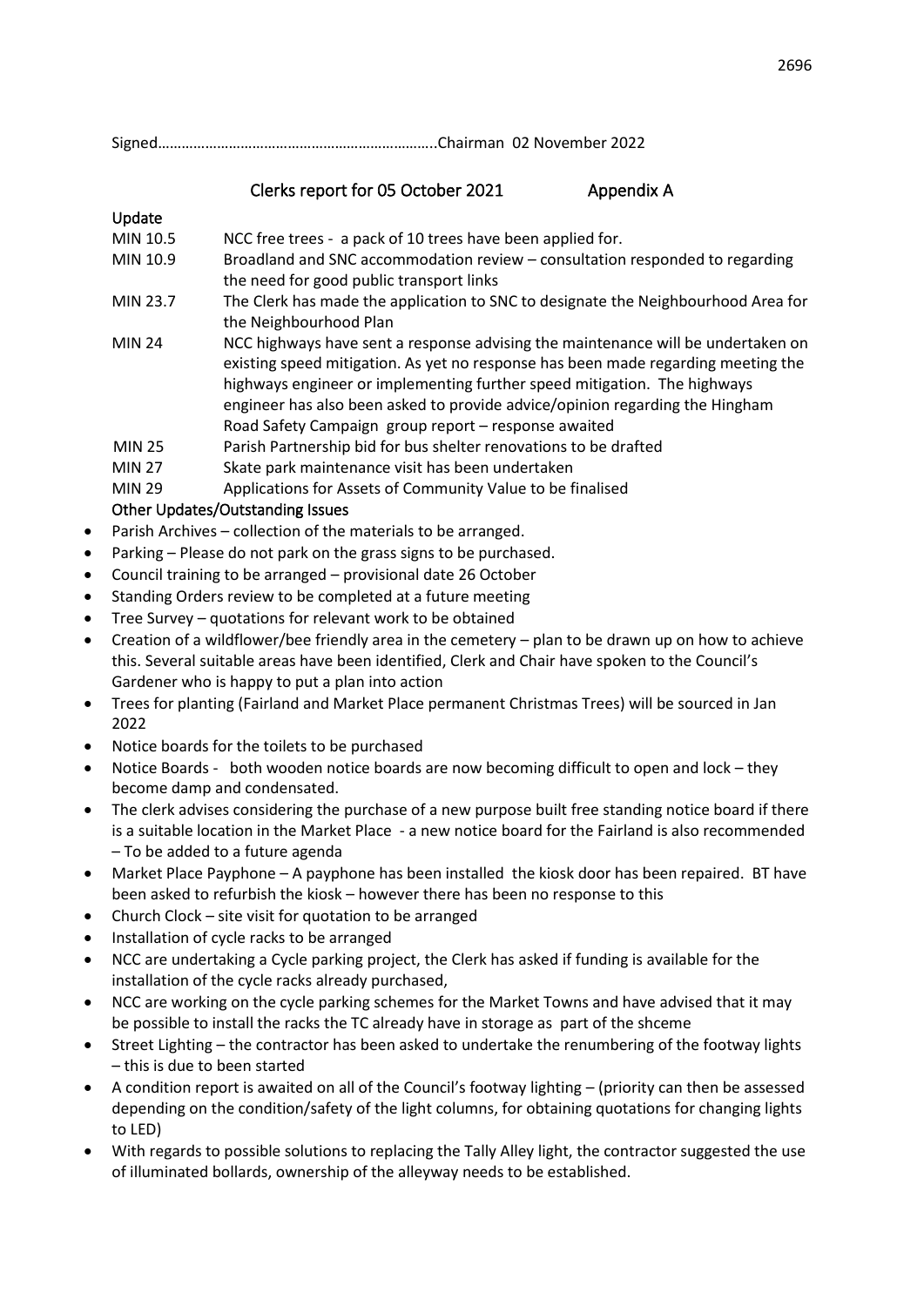Signed…………………………………………………………..Chairman 02 November 2022

## Clerks report for 05 October 2021 Appendix A

**Update**

| | |
|---|---|
| MIN 10.5 | NCC free trees - a pack of 10 trees have been applied for. |
| MIN 10.9 | Broadland and SNC accommodation review – consultation responded to regarding the need for good public transport links |
| MIN 23.7 | The Clerk has made the application to SNC to designate the Neighbourhood Area for the Neighbourhood Plan |
| MIN 24 | NCC highways have sent a response advising the maintenance will be undertaken on existing speed mitigation. As yet no response has been made regarding meeting the highways engineer or implementing further speed mitigation. The highways engineer has also been asked to provide advice/opinion regarding the Hingham Road Safety Campaign group report – response awaited |
| MIN 25 | Parish Partnership bid for bus shelter renovations to be drafted |
| MIN 27 | Skate park maintenance visit has been undertaken |
| MIN 29 | Applications for Assets of Community Value to be finalised |

**Other Updates/Outstanding Issues**

- Parish Archives – collection of the materials to be arranged.
- Parking – Please do not park on the grass signs to be purchased.
- Council training to be arranged – provisional date 26 October
- Standing Orders review to be completed at a future meeting
- Tree Survey – quotations for relevant work to be obtained
- Creation of a wildflower/bee friendly area in the cemetery – plan to be drawn up on how to achieve this. Several suitable areas have been identified, Clerk and Chair have spoken to the Council's Gardener who is happy to put a plan into action
- Trees for planting (Fairland and Market Place permanent Christmas Trees) will be sourced in Jan 2022
- Notice boards for the toilets to be purchased
- Notice Boards - both wooden notice boards are now becoming difficult to open and lock – they become damp and condensated.
- The clerk advises considering the purchase of a new purpose built free standing notice board if there is a suitable location in the Market Place - a new notice board for the Fairland is also recommended – To be added to a future agenda
- Market Place Payphone – A payphone has been installed the kiosk door has been repaired. BT have been asked to refurbish the kiosk – however there has been no response to this
- Church Clock – site visit for quotation to be arranged
- Installation of cycle racks to be arranged
- NCC are undertaking a Cycle parking project, the Clerk has asked if funding is available for the installation of the cycle racks already purchased,
- NCC are working on the cycle parking schemes for the Market Towns and have advised that it may be possible to install the racks the TC already have in storage as part of the shceme
- Street Lighting – the contractor has been asked to undertake the renumbering of the footway lights – this is due to been started
- A condition report is awaited on all of the Council's footway lighting – (priority can then be assessed depending on the condition/safety of the light columns, for obtaining quotations for changing lights to LED)
- With regards to possible solutions to replacing the Tally Alley light, the contractor suggested the use of illuminated bollards, ownership of the alleyway needs to be established.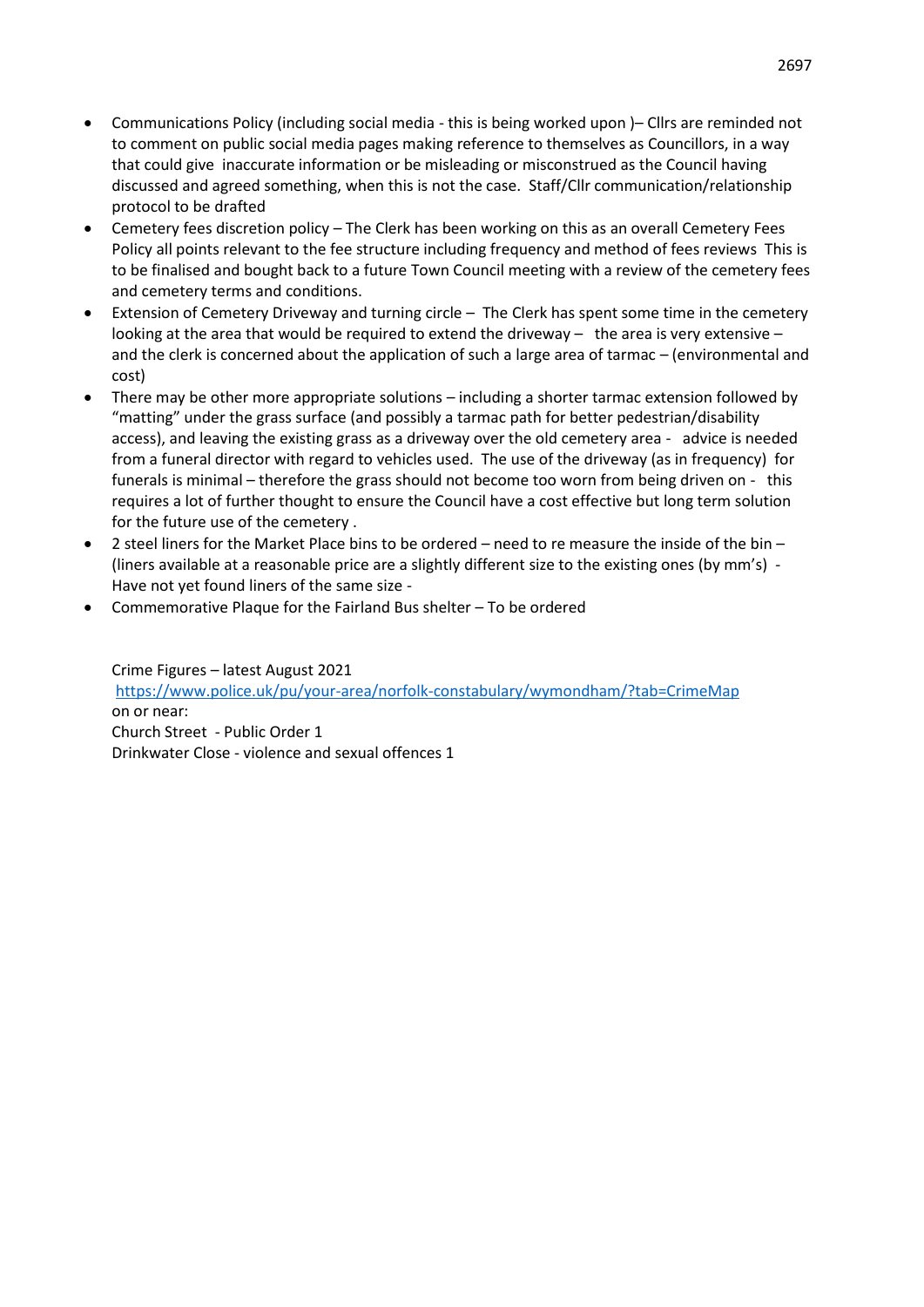- Communications Policy (including social media - this is being worked upon )– Cllrs are reminded not to comment on public social media pages making reference to themselves as Councillors, in a way that could give inaccurate information or be misleading or misconstrued as the Council having discussed and agreed something, when this is not the case. Staff/Cllr communication/relationship protocol to be drafted
- Cemetery fees discretion policy – The Clerk has been working on this as an overall Cemetery Fees Policy all points relevant to the fee structure including frequency and method of fees reviews This is to be finalised and bought back to a future Town Council meeting with a review of the cemetery fees and cemetery terms and conditions.
- Extension of Cemetery Driveway and turning circle – The Clerk has spent some time in the cemetery looking at the area that would be required to extend the driveway – the area is very extensive – and the clerk is concerned about the application of such a large area of tarmac – (environmental and cost)
- There may be other more appropriate solutions – including a shorter tarmac extension followed by "matting" under the grass surface (and possibly a tarmac path for better pedestrian/disability access), and leaving the existing grass as a driveway over the old cemetery area - advice is needed from a funeral director with regard to vehicles used. The use of the driveway (as in frequency) for funerals is minimal – therefore the grass should not become too worn from being driven on - this requires a lot of further thought to ensure the Council have a cost effective but long term solution for the future use of the cemetery .
- 2 steel liners for the Market Place bins to be ordered – need to re measure the inside of the bin – (liners available at a reasonable price are a slightly different size to the existing ones (by mm's) - Have not yet found liners of the same size -
- Commemorative Plaque for the Fairland Bus shelter – To be ordered

Crime Figures – latest August 2021
https://www.police.uk/pu/your-area/norfolk-constabulary/wymondham/?tab=CrimeMap
on or near:
Church Street - Public Order 1
Drinkwater Close - violence and sexual offences 1